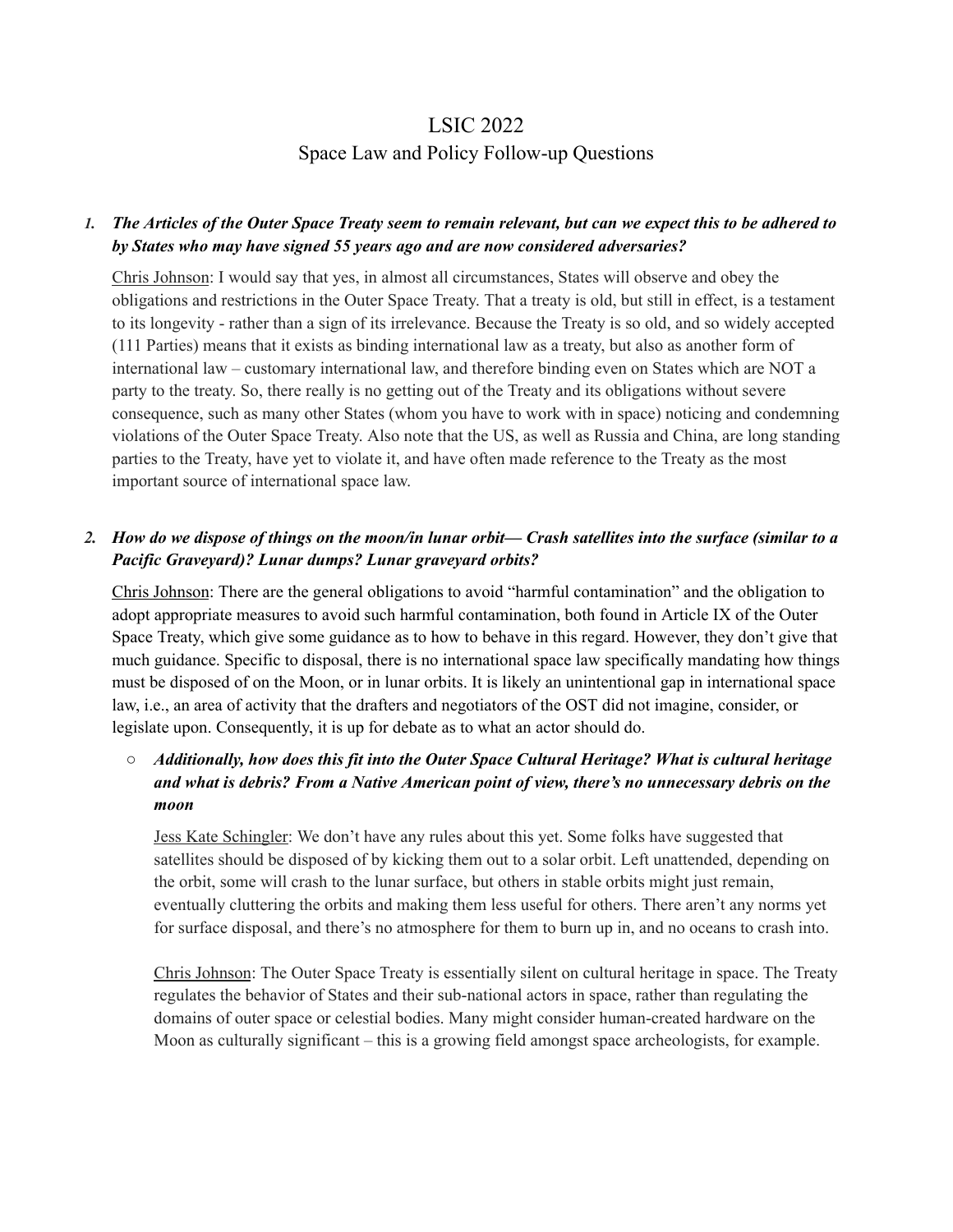# LSIC 2022

## Space Law and Policy Follow-up Questions

1. ***The Articles of the Outer Space Treaty seem to remain relevant, but can we expect this to be adhered to by States who may have signed 55 years ago and are now considered adversaries?***

   Chris Johnson: I would say that yes, in almost all circumstances, States will observe and obey the obligations and restrictions in the Outer Space Treaty. That a treaty is old, but still in effect, is a testament to its longevity - rather than a sign of its irrelevance. Because the Treaty is so old, and so widely accepted (111 Parties) means that it exists as binding international law as a treaty, but also as another form of international law – customary international law, and therefore binding even on States which are NOT a party to the treaty. So, there really is no getting out of the Treaty and its obligations without severe consequence, such as many other States (whom you have to work with in space) noticing and condemning violations of the Outer Space Treaty. Also note that the US, as well as Russia and China, are long standing parties to the Treaty, have yet to violate it, and have often made reference to the Treaty as the most important source of international space law.

2. ***How do we dispose of things on the moon/in lunar orbit— Crash satellites into the surface (similar to a Pacific Graveyard)? Lunar dumps? Lunar graveyard orbits?***

   Chris Johnson: There are the general obligations to avoid "harmful contamination" and the obligation to adopt appropriate measures to avoid such harmful contamination, both found in Article IX of the Outer Space Treaty, which give some guidance as to how to behave in this regard. However, they don't give that much guidance. Specific to disposal, there is no international space law specifically mandating how things must be disposed of on the Moon, or in lunar orbits. It is likely an unintentional gap in international space law, i.e., an area of activity that the drafters and negotiators of the OST did not imagine, consider, or legislate upon. Consequently, it is up for debate as to what an actor should do.

   - ***Additionally, how does this fit into the Outer Space Cultural Heritage? What is cultural heritage and what is debris? From a Native American point of view, there's no unnecessary debris on the moon***

     Jess Kate Schingler: We don't have any rules about this yet. Some folks have suggested that satellites should be disposed of by kicking them out to a solar orbit. Left unattended, depending on the orbit, some will crash to the lunar surface, but others in stable orbits might just remain, eventually cluttering the orbits and making them less useful for others. There aren't any norms yet for surface disposal, and there's no atmosphere for them to burn up in, and no oceans to crash into.

     Chris Johnson: The Outer Space Treaty is essentially silent on cultural heritage in space. The Treaty regulates the behavior of States and their sub-national actors in space, rather than regulating the domains of outer space or celestial bodies. Many might consider human-created hardware on the Moon as culturally significant – this is a growing field amongst space archeologists, for example.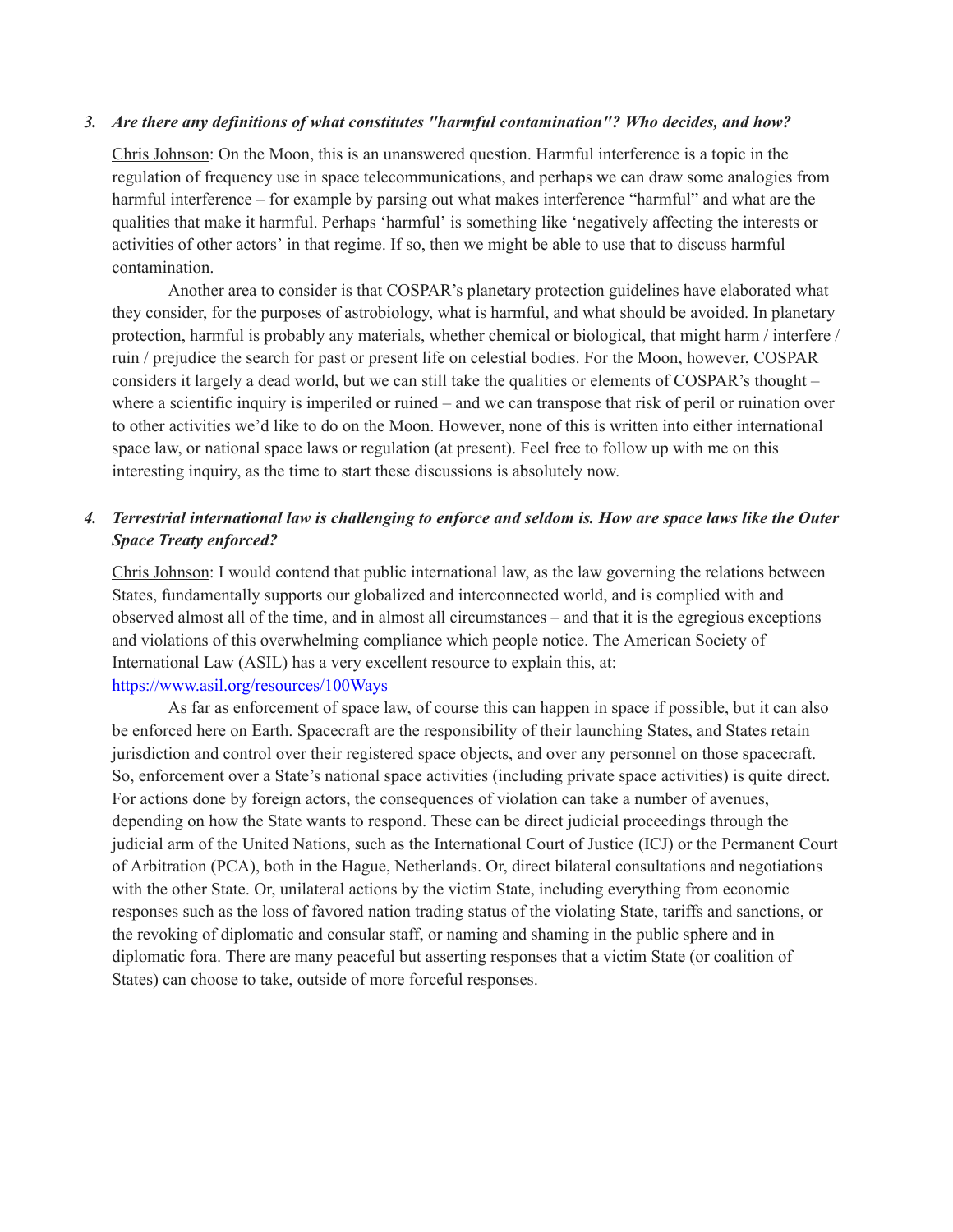### *3. Are there any definitions of what constitutes "harmful contamination"? Who decides, and how?*

Chris Johnson: On the Moon, this is an unanswered question. Harmful interference is a topic in the regulation of frequency use in space telecommunications, and perhaps we can draw some analogies from harmful interference – for example by parsing out what makes interference "harmful" and what are the qualities that make it harmful. Perhaps 'harmful' is something like 'negatively affecting the interests or activities of other actors' in that regime. If so, then we might be able to use that to discuss harmful contamination.

Another area to consider is that COSPAR's planetary protection guidelines have elaborated what they consider, for the purposes of astrobiology, what is harmful, and what should be avoided. In planetary protection, harmful is probably any materials, whether chemical or biological, that might harm / interfere / ruin / prejudice the search for past or present life on celestial bodies. For the Moon, however, COSPAR considers it largely a dead world, but we can still take the qualities or elements of COSPAR's thought – where a scientific inquiry is imperiled or ruined – and we can transpose that risk of peril or ruination over to other activities we'd like to do on the Moon. However, none of this is written into either international space law, or national space laws or regulation (at present). Feel free to follow up with me on this interesting inquiry, as the time to start these discussions is absolutely now.

### *4. Terrestrial international law is challenging to enforce and seldom is. How are space laws like the Outer Space Treaty enforced?*

Chris Johnson: I would contend that public international law, as the law governing the relations between States, fundamentally supports our globalized and interconnected world, and is complied with and observed almost all of the time, and in almost all circumstances – and that it is the egregious exceptions and violations of this overwhelming compliance which people notice. The American Society of International Law (ASIL) has a very excellent resource to explain this, at: https://www.asil.org/resources/100Ways

As far as enforcement of space law, of course this can happen in space if possible, but it can also be enforced here on Earth. Spacecraft are the responsibility of their launching States, and States retain jurisdiction and control over their registered space objects, and over any personnel on those spacecraft. So, enforcement over a State's national space activities (including private space activities) is quite direct. For actions done by foreign actors, the consequences of violation can take a number of avenues, depending on how the State wants to respond. These can be direct judicial proceedings through the judicial arm of the United Nations, such as the International Court of Justice (ICJ) or the Permanent Court of Arbitration (PCA), both in the Hague, Netherlands. Or, direct bilateral consultations and negotiations with the other State. Or, unilateral actions by the victim State, including everything from economic responses such as the loss of favored nation trading status of the violating State, tariffs and sanctions, or the revoking of diplomatic and consular staff, or naming and shaming in the public sphere and in diplomatic fora. There are many peaceful but asserting responses that a victim State (or coalition of States) can choose to take, outside of more forceful responses.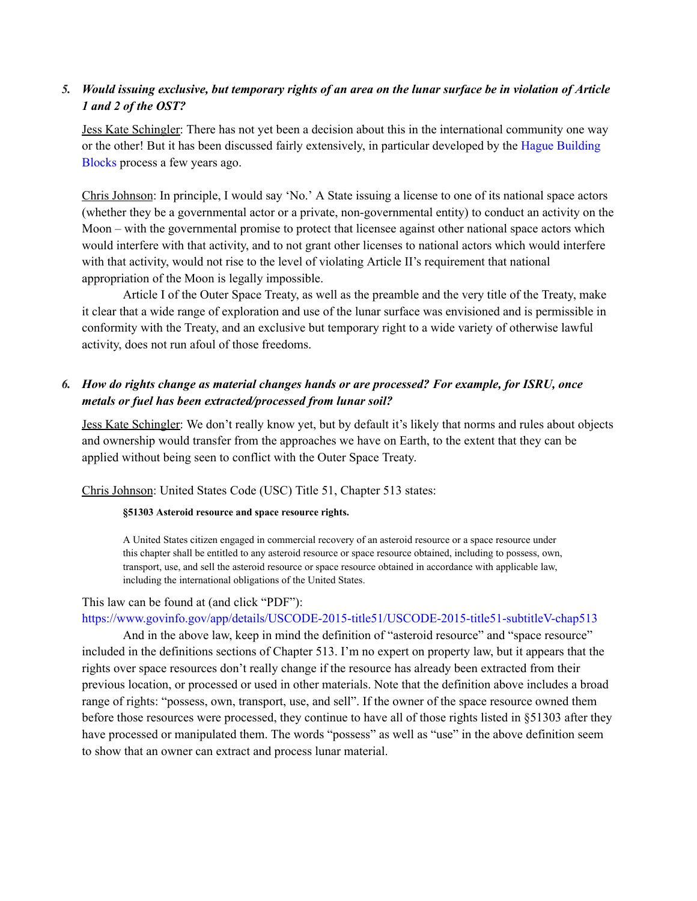5. ***Would issuing exclusive, but temporary rights of an area on the lunar surface be in violation of Article 1 and 2 of the OST?***

Jess Kate Schingler: There has not yet been a decision about this in the international community one way or the other! But it has been discussed fairly extensively, in particular developed by the Hague Building Blocks process a few years ago.

Chris Johnson: In principle, I would say 'No.' A State issuing a license to one of its national space actors (whether they be a governmental actor or a private, non-governmental entity) to conduct an activity on the Moon – with the governmental promise to protect that licensee against other national space actors which would interfere with that activity, and to not grant other licenses to national actors which would interfere with that activity, would not rise to the level of violating Article II's requirement that national appropriation of the Moon is legally impossible.

Article I of the Outer Space Treaty, as well as the preamble and the very title of the Treaty, make it clear that a wide range of exploration and use of the lunar surface was envisioned and is permissible in conformity with the Treaty, and an exclusive but temporary right to a wide variety of otherwise lawful activity, does not run afoul of those freedoms.

6. ***How do rights change as material changes hands or are processed? For example, for ISRU, once metals or fuel has been extracted/processed from lunar soil?***

Jess Kate Schingler: We don't really know yet, but by default it's likely that norms and rules about objects and ownership would transfer from the approaches we have on Earth, to the extent that they can be applied without being seen to conflict with the Outer Space Treaty.

Chris Johnson: United States Code (USC) Title 51, Chapter 513 states:

> **§51303 Asteroid resource and space resource rights.**
>
> A United States citizen engaged in commercial recovery of an asteroid resource or a space resource under this chapter shall be entitled to any asteroid resource or space resource obtained, including to possess, own, transport, use, and sell the asteroid resource or space resource obtained in accordance with applicable law, including the international obligations of the United States.

This law can be found at (and click "PDF"):
https://www.govinfo.gov/app/details/USCODE-2015-title51/USCODE-2015-title51-subtitleV-chap513

And in the above law, keep in mind the definition of "asteroid resource" and "space resource" included in the definitions sections of Chapter 513. I'm no expert on property law, but it appears that the rights over space resources don't really change if the resource has already been extracted from their previous location, or processed or used in other materials. Note that the definition above includes a broad range of rights: "possess, own, transport, use, and sell". If the owner of the space resource owned them before those resources were processed, they continue to have all of those rights listed in §51303 after they have processed or manipulated them. The words "possess" as well as "use" in the above definition seem to show that an owner can extract and process lunar material.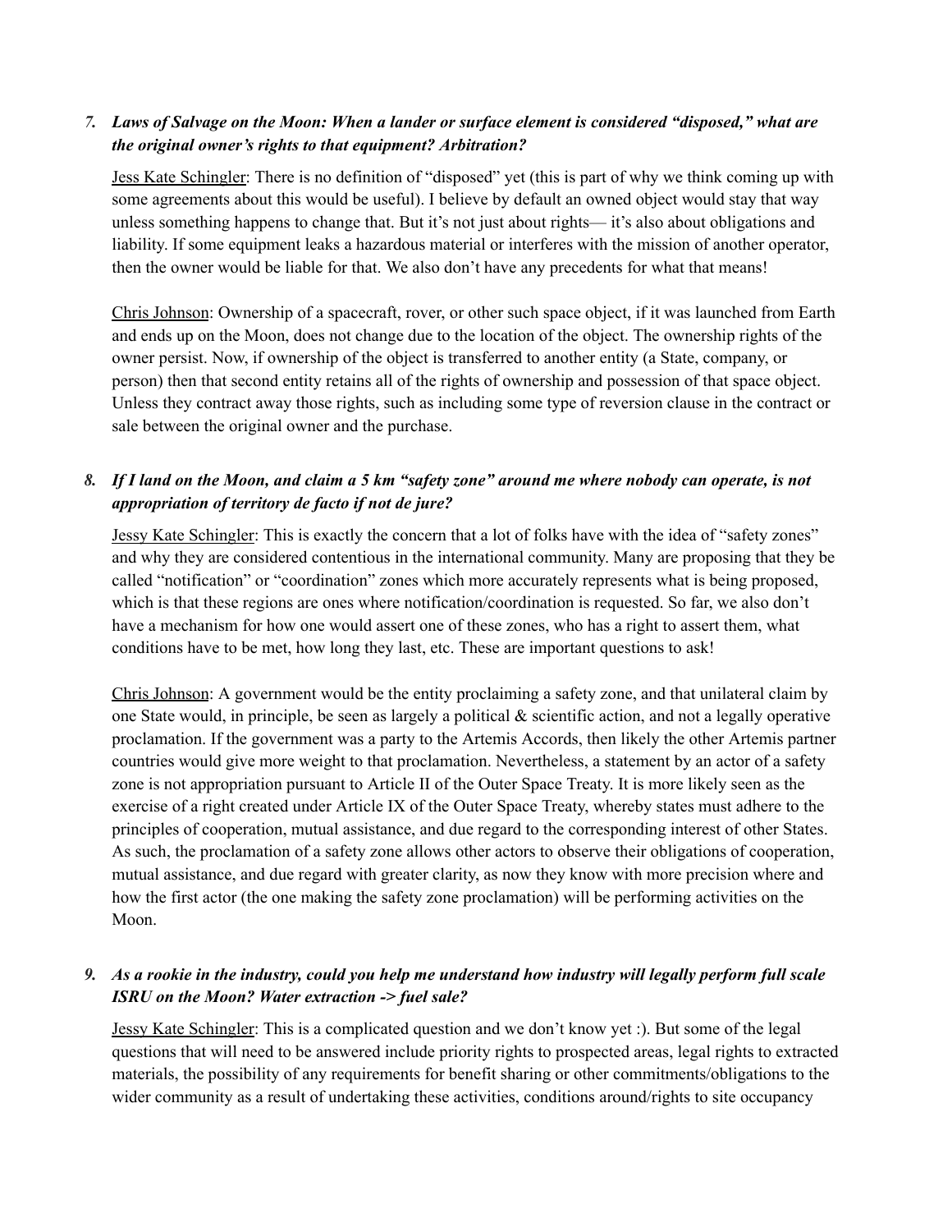7. ***Laws of Salvage on the Moon: When a lander or surface element is considered "disposed," what are the original owner's rights to that equipment? Arbitration?***

   Jess Kate Schingler: There is no definition of "disposed" yet (this is part of why we think coming up with some agreements about this would be useful). I believe by default an owned object would stay that way unless something happens to change that. But it's not just about rights— it's also about obligations and liability. If some equipment leaks a hazardous material or interferes with the mission of another operator, then the owner would be liable for that. We also don't have any precedents for what that means!

   Chris Johnson: Ownership of a spacecraft, rover, or other such space object, if it was launched from Earth and ends up on the Moon, does not change due to the location of the object. The ownership rights of the owner persist. Now, if ownership of the object is transferred to another entity (a State, company, or person) then that second entity retains all of the rights of ownership and possession of that space object. Unless they contract away those rights, such as including some type of reversion clause in the contract or sale between the original owner and the purchase.

8. ***If I land on the Moon, and claim a 5 km "safety zone" around me where nobody can operate, is not appropriation of territory de facto if not de jure?***

   Jessy Kate Schingler: This is exactly the concern that a lot of folks have with the idea of "safety zones" and why they are considered contentious in the international community. Many are proposing that they be called "notification" or "coordination" zones which more accurately represents what is being proposed, which is that these regions are ones where notification/coordination is requested. So far, we also don't have a mechanism for how one would assert one of these zones, who has a right to assert them, what conditions have to be met, how long they last, etc. These are important questions to ask!

   Chris Johnson: A government would be the entity proclaiming a safety zone, and that unilateral claim by one State would, in principle, be seen as largely a political & scientific action, and not a legally operative proclamation. If the government was a party to the Artemis Accords, then likely the other Artemis partner countries would give more weight to that proclamation. Nevertheless, a statement by an actor of a safety zone is not appropriation pursuant to Article II of the Outer Space Treaty. It is more likely seen as the exercise of a right created under Article IX of the Outer Space Treaty, whereby states must adhere to the principles of cooperation, mutual assistance, and due regard to the corresponding interest of other States. As such, the proclamation of a safety zone allows other actors to observe their obligations of cooperation, mutual assistance, and due regard with greater clarity, as now they know with more precision where and how the first actor (the one making the safety zone proclamation) will be performing activities on the Moon.

9. ***As a rookie in the industry, could you help me understand how industry will legally perform full scale ISRU on the Moon? Water extraction -> fuel sale?***

   Jessy Kate Schingler: This is a complicated question and we don't know yet :). But some of the legal questions that will need to be answered include priority rights to prospected areas, legal rights to extracted materials, the possibility of any requirements for benefit sharing or other commitments/obligations to the wider community as a result of undertaking these activities, conditions around/rights to site occupancy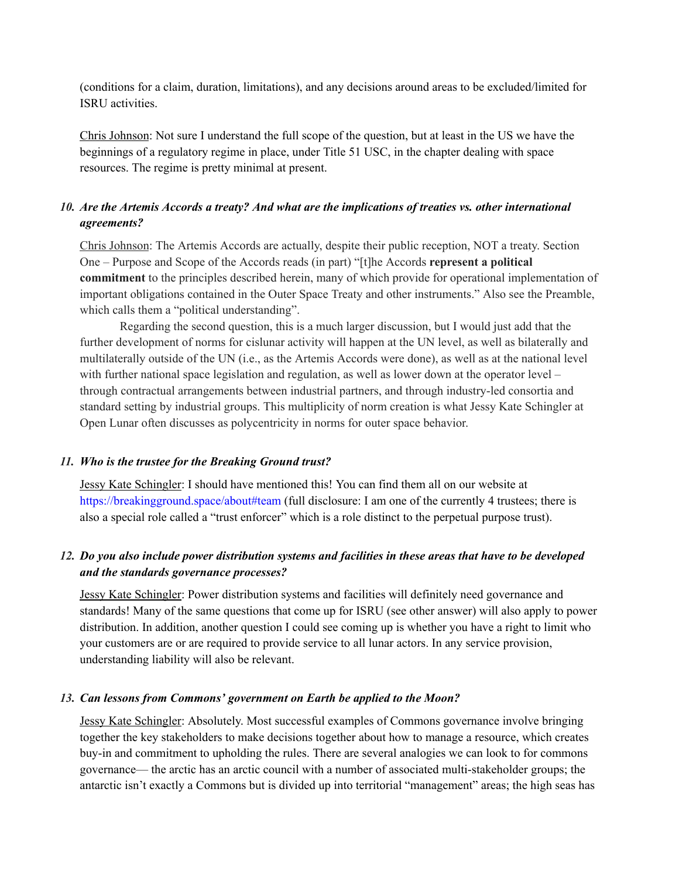(conditions for a claim, duration, limitations), and any decisions around areas to be excluded/limited for ISRU activities.

Chris Johnson: Not sure I understand the full scope of the question, but at least in the US we have the beginnings of a regulatory regime in place, under Title 51 USC, in the chapter dealing with space resources. The regime is pretty minimal at present.

### *10. Are the Artemis Accords a treaty? And what are the implications of treaties vs. other international agreements?*

Chris Johnson: The Artemis Accords are actually, despite their public reception, NOT a treaty. Section One – Purpose and Scope of the Accords reads (in part) "[t]he Accords **represent a political commitment** to the principles described herein, many of which provide for operational implementation of important obligations contained in the Outer Space Treaty and other instruments." Also see the Preamble, which calls them a "political understanding".

Regarding the second question, this is a much larger discussion, but I would just add that the further development of norms for cislunar activity will happen at the UN level, as well as bilaterally and multilaterally outside of the UN (i.e., as the Artemis Accords were done), as well as at the national level with further national space legislation and regulation, as well as lower down at the operator level – through contractual arrangements between industrial partners, and through industry-led consortia and standard setting by industrial groups. This multiplicity of norm creation is what Jessy Kate Schingler at Open Lunar often discusses as polycentricity in norms for outer space behavior.

### *11. Who is the trustee for the Breaking Ground trust?*

Jessy Kate Schingler: I should have mentioned this! You can find them all on our website at https://breakingground.space/about#team (full disclosure: I am one of the currently 4 trustees; there is also a special role called a "trust enforcer" which is a role distinct to the perpetual purpose trust).

### *12. Do you also include power distribution systems and facilities in these areas that have to be developed and the standards governance processes?*

Jessy Kate Schingler: Power distribution systems and facilities will definitely need governance and standards! Many of the same questions that come up for ISRU (see other answer) will also apply to power distribution. In addition, another question I could see coming up is whether you have a right to limit who your customers are or are required to provide service to all lunar actors. In any service provision, understanding liability will also be relevant.

### *13. Can lessons from Commons' government on Earth be applied to the Moon?*

Jessy Kate Schingler: Absolutely. Most successful examples of Commons governance involve bringing together the key stakeholders to make decisions together about how to manage a resource, which creates buy-in and commitment to upholding the rules. There are several analogies we can look to for commons governance— the arctic has an arctic council with a number of associated multi-stakeholder groups; the antarctic isn't exactly a Commons but is divided up into territorial "management" areas; the high seas has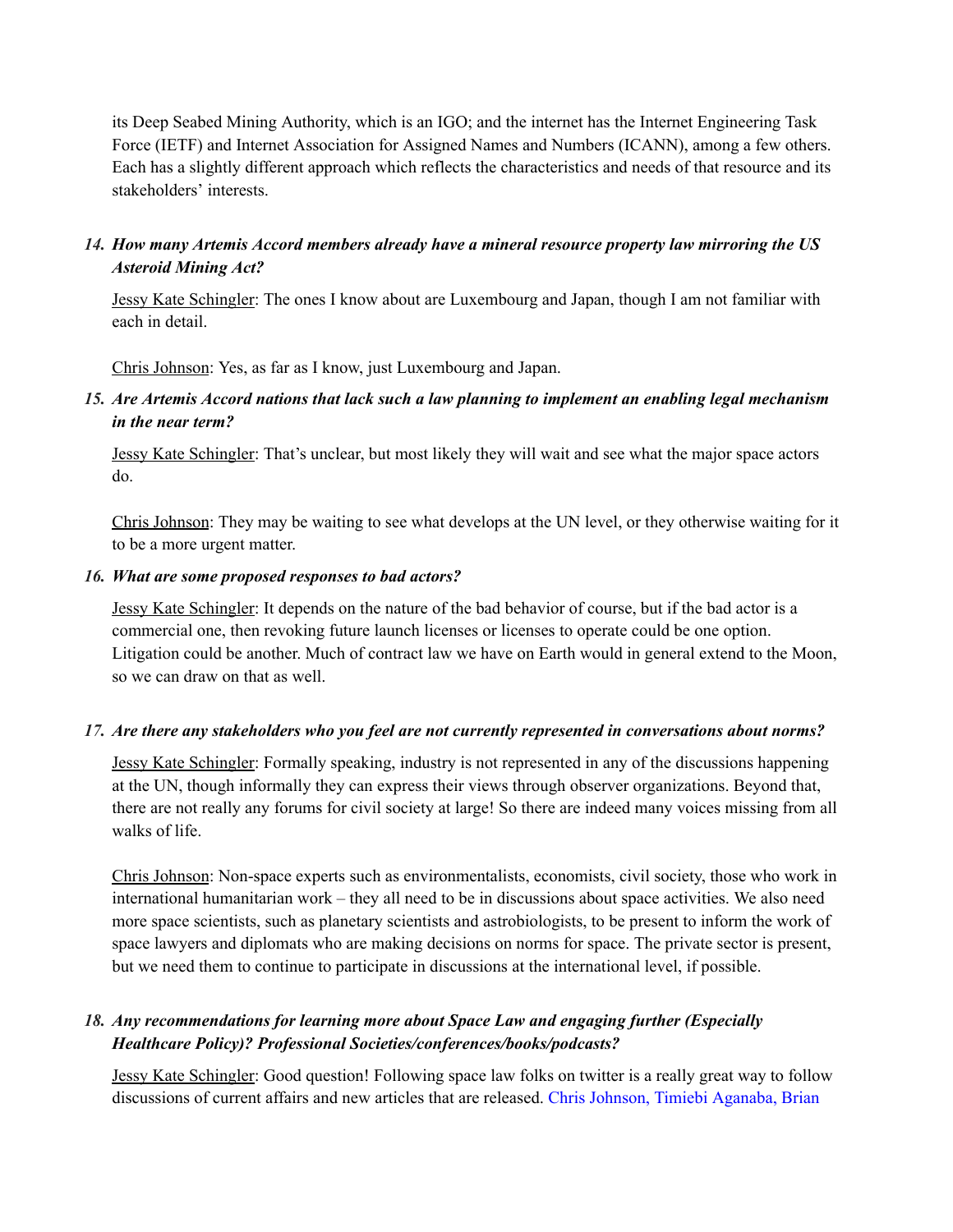its Deep Seabed Mining Authority, which is an IGO; and the internet has the Internet Engineering Task Force (IETF) and Internet Association for Assigned Names and Numbers (ICANN), among a few others. Each has a slightly different approach which reflects the characteristics and needs of that resource and its stakeholders' interests.

14. ***How many Artemis Accord members already have a mineral resource property law mirroring the US Asteroid Mining Act?***

    Jessy Kate Schingler: The ones I know about are Luxembourg and Japan, though I am not familiar with each in detail.

    Chris Johnson: Yes, as far as I know, just Luxembourg and Japan.

15. ***Are Artemis Accord nations that lack such a law planning to implement an enabling legal mechanism in the near term?***

    Jessy Kate Schingler: That's unclear, but most likely they will wait and see what the major space actors do.

    Chris Johnson: They may be waiting to see what develops at the UN level, or they otherwise waiting for it to be a more urgent matter.

16. ***What are some proposed responses to bad actors?***

    Jessy Kate Schingler: It depends on the nature of the bad behavior of course, but if the bad actor is a commercial one, then revoking future launch licenses or licenses to operate could be one option. Litigation could be another. Much of contract law we have on Earth would in general extend to the Moon, so we can draw on that as well.

17. ***Are there any stakeholders who you feel are not currently represented in conversations about norms?***

    Jessy Kate Schingler: Formally speaking, industry is not represented in any of the discussions happening at the UN, though informally they can express their views through observer organizations. Beyond that, there are not really any forums for civil society at large! So there are indeed many voices missing from all walks of life.

    Chris Johnson: Non-space experts such as environmentalists, economists, civil society, those who work in international humanitarian work – they all need to be in discussions about space activities. We also need more space scientists, such as planetary scientists and astrobiologists, to be present to inform the work of space lawyers and diplomats who are making decisions on norms for space. The private sector is present, but we need them to continue to participate in discussions at the international level, if possible.

18. ***Any recommendations for learning more about Space Law and engaging further (Especially Healthcare Policy)? Professional Societies/conferences/books/podcasts?***

    Jessy Kate Schingler: Good question! Following space law folks on twitter is a really great way to follow discussions of current affairs and new articles that are released. Chris Johnson, Timiebi Aganaba, Brian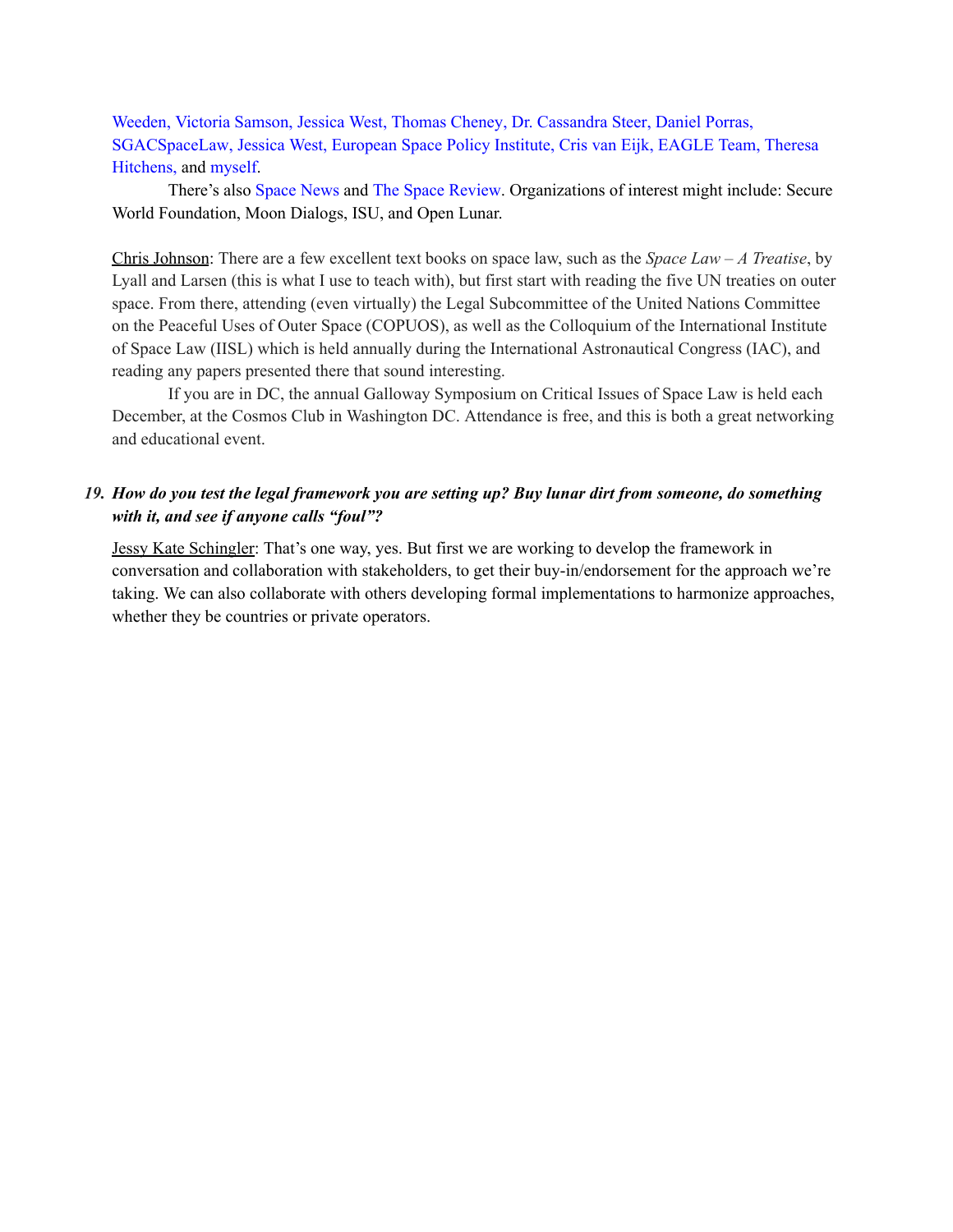Weeden, Victoria Samson, Jessica West, Thomas Cheney, Dr. Cassandra Steer, Daniel Porras, SGACSpaceLaw, Jessica West, European Space Policy Institute, Cris van Eijk, EAGLE Team, Theresa Hitchens, and myself.

There's also Space News and The Space Review. Organizations of interest might include: Secure World Foundation, Moon Dialogs, ISU, and Open Lunar.

Chris Johnson: There are a few excellent text books on space law, such as the *Space Law – A Treatise*, by Lyall and Larsen (this is what I use to teach with), but first start with reading the five UN treaties on outer space. From there, attending (even virtually) the Legal Subcommittee of the United Nations Committee on the Peaceful Uses of Outer Space (COPUOS), as well as the Colloquium of the International Institute of Space Law (IISL) which is held annually during the International Astronautical Congress (IAC), and reading any papers presented there that sound interesting.

If you are in DC, the annual Galloway Symposium on Critical Issues of Space Law is held each December, at the Cosmos Club in Washington DC. Attendance is free, and this is both a great networking and educational event.

19. ***How do you test the legal framework you are setting up? Buy lunar dirt from someone, do something with it, and see if anyone calls "foul"?***

Jessy Kate Schingler: That's one way, yes. But first we are working to develop the framework in conversation and collaboration with stakeholders, to get their buy-in/endorsement for the approach we're taking. We can also collaborate with others developing formal implementations to harmonize approaches, whether they be countries or private operators.